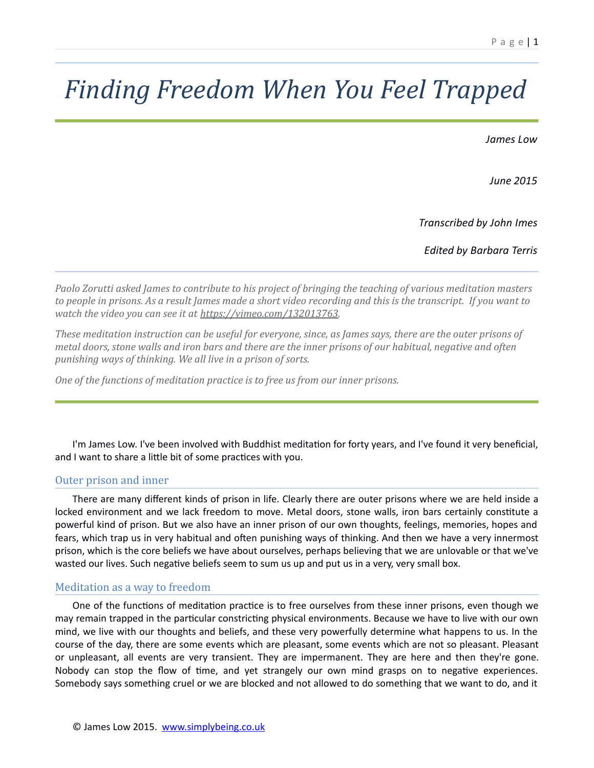# *Finding Freedom When You Feel Trapped*

*James Low*

*June 2015*

*Transcribed by John Imes*

*Edited by Barbara Terris*

*Paolo Zorutti asked James to contribute to his project of bringing the teaching of various meditation masters to people in prisons. As a result James made a short video recording and this is the transcript. If you want to watch the video you can see it at [https://vimeo.com/132013763](https://vimeo.com/132013763).*

*These meditation instruction can be useful for everyone, since, as James says, there are the outer prisons of metal doors, stone walls and iron bars and there are the inner prisons of our habitual, negative and often punishing ways of thinking. We all live in a prison of sorts.*

*One of the functions of meditation practice is to free us from our inner prisons.*

I'm James Low. I've been involved with Buddhist meditation for forty years, and I've found it very beneficial, and I want to share a little bit of some practices with you.

## Outer prison and inner

There are many different kinds of prison in life. Clearly there are outer prisons where we are held inside a locked environment and we lack freedom to move. Metal doors, stone walls, iron bars certainly constitute a powerful kind of prison. But we also have an inner prison of our own thoughts, feelings, memories, hopes and fears, which trap us in very habitual and often punishing ways of thinking. And then we have a very innermost prison, which is the core beliefs we have about ourselves, perhaps believing that we are unlovable or that we've wasted our lives. Such negative beliefs seem to sum us up and put us in a very, very small box.

## Meditation as a way to freedom

One of the functions of meditation practice is to free ourselves from these inner prisons, even though we may remain trapped in the particular constricting physical environments. Because we have to live with our own mind, we live with our thoughts and beliefs, and these very powerfully determine what happens to us. In the course of the day, there are some events which are pleasant, some events which are not so pleasant. Pleasant or unpleasant, all events are very transient. They are impermanent. They are here and then they're gone. Nobody can stop the flow of time, and yet strangely our own mind grasps on to negative experiences. Somebody says something cruel or we are blocked and not allowed to do something that we want to do, and it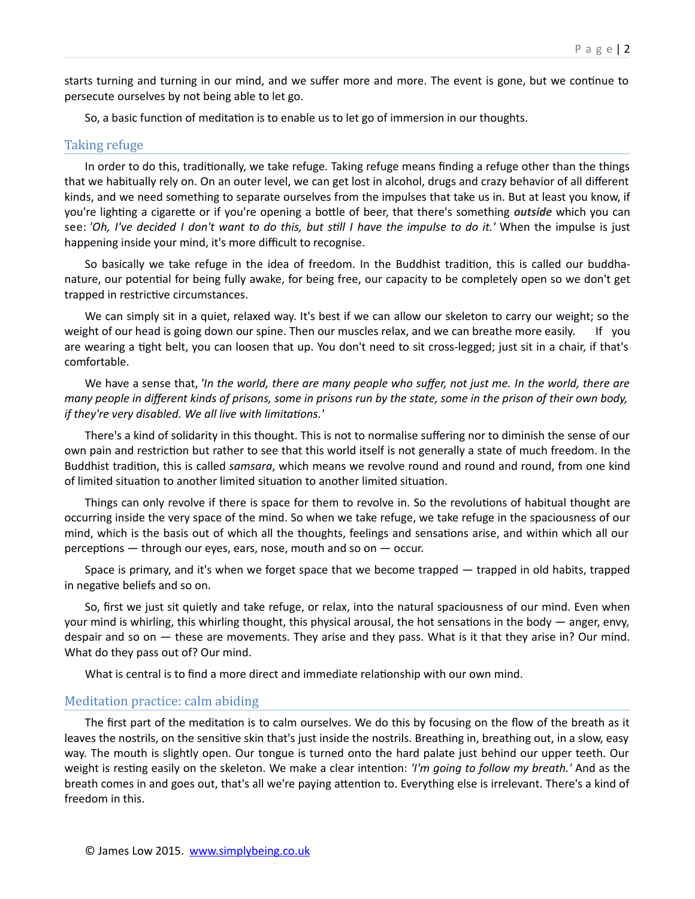starts turning and turning in our mind, and we suffer more and more. The event is gone, but we continue to persecute ourselves by not being able to let go.

So, a basic function of meditation is to enable us to let go of immersion in our thoughts.

## Taking refuge

In order to do this, traditionally, we take refuge. Taking refuge means finding a refuge other than the things that we habitually rely on. On an outer level, we can get lost in alcohol, drugs and crazy behavior of all different kinds, and we need something to separate ourselves from the impulses that take us in. But at least you know, if you're lighting a cigarette or if you're opening a bottle of beer, that there's something ***outside*** which you can see: *'Oh, I've decided I don't want to do this, but still I have the impulse to do it.'* When the impulse is just happening inside your mind, it's more difficult to recognise.

So basically we take refuge in the idea of freedom. In the Buddhist tradition, this is called our buddha-nature, our potential for being fully awake, for being free, our capacity to be completely open so we don't get trapped in restrictive circumstances.

We can simply sit in a quiet, relaxed way. It's best if we can allow our skeleton to carry our weight; so the weight of our head is going down our spine. Then our muscles relax, and we can breathe more easily. If you are wearing a tight belt, you can loosen that up. You don't need to sit cross-legged; just sit in a chair, if that's comfortable.

We have a sense that, *'In the world, there are many people who suffer, not just me. In the world, there are many people in different kinds of prisons, some in prisons run by the state, some in the prison of their own body, if they're very disabled. We all live with limitations.'*

There's a kind of solidarity in this thought. This is not to normalise suffering nor to diminish the sense of our own pain and restriction but rather to see that this world itself is not generally a state of much freedom. In the Buddhist tradition, this is called *samsara*, which means we revolve round and round and round, from one kind of limited situation to another limited situation to another limited situation.

Things can only revolve if there is space for them to revolve in. So the revolutions of habitual thought are occurring inside the very space of the mind. So when we take refuge, we take refuge in the spaciousness of our mind, which is the basis out of which all the thoughts, feelings and sensations arise, and within which all our perceptions — through our eyes, ears, nose, mouth and so on — occur.

Space is primary, and it's when we forget space that we become trapped — trapped in old habits, trapped in negative beliefs and so on.

So, first we just sit quietly and take refuge, or relax, into the natural spaciousness of our mind. Even when your mind is whirling, this whirling thought, this physical arousal, the hot sensations in the body — anger, envy, despair and so on — these are movements. They arise and they pass. What is it that they arise in? Our mind. What do they pass out of? Our mind.

What is central is to find a more direct and immediate relationship with our own mind.

## Meditation practice: calm abiding

The first part of the meditation is to calm ourselves. We do this by focusing on the flow of the breath as it leaves the nostrils, on the sensitive skin that's just inside the nostrils. Breathing in, breathing out, in a slow, easy way. The mouth is slightly open. Our tongue is turned onto the hard palate just behind our upper teeth. Our weight is resting easily on the skeleton. We make a clear intention: *'I'm going to follow my breath.'* And as the breath comes in and goes out, that's all we're paying attention to. Everything else is irrelevant. There's a kind of freedom in this.

© James Low 2015. www.simplybeing.co.uk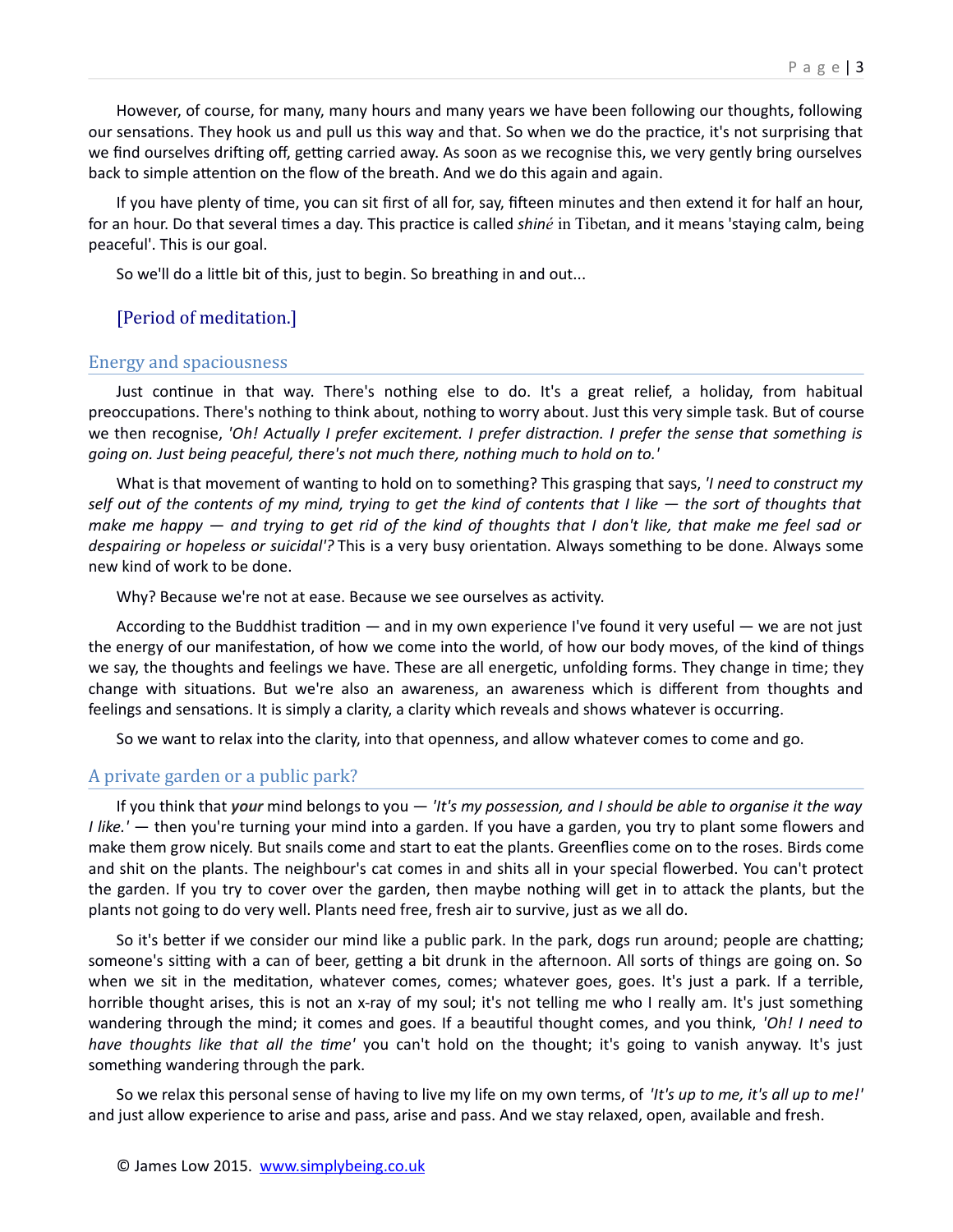However, of course, for many, many hours and many years we have been following our thoughts, following our sensations. They hook us and pull us this way and that. So when we do the practice, it's not surprising that we find ourselves drifting off, getting carried away. As soon as we recognise this, we very gently bring ourselves back to simple attention on the flow of the breath. And we do this again and again.

If you have plenty of time, you can sit first of all for, say, fifteen minutes and then extend it for half an hour, for an hour. Do that several times a day. This practice is called *shiné* in Tibetan, and it means 'staying calm, being peaceful'. This is our goal.

So we'll do a little bit of this, just to begin. So breathing in and out...

[Period of meditation.]

## Energy and spaciousness

Just continue in that way. There's nothing else to do. It's a great relief, a holiday, from habitual preoccupations. There's nothing to think about, nothing to worry about. Just this very simple task. But of course we then recognise, *'Oh! Actually I prefer excitement. I prefer distraction. I prefer the sense that something is going on. Just being peaceful, there's not much there, nothing much to hold on to.'*

What is that movement of wanting to hold on to something? This grasping that says, *'I need to construct my self out of the contents of my mind, trying to get the kind of contents that I like — the sort of thoughts that make me happy — and trying to get rid of the kind of thoughts that I don't like, that make me feel sad or despairing or hopeless or suicidal'?* This is a very busy orientation. Always something to be done. Always some new kind of work to be done.

Why? Because we're not at ease. Because we see ourselves as activity.

According to the Buddhist tradition — and in my own experience I've found it very useful — we are not just the energy of our manifestation, of how we come into the world, of how our body moves, of the kind of things we say, the thoughts and feelings we have. These are all energetic, unfolding forms. They change in time; they change with situations. But we're also an awareness, an awareness which is different from thoughts and feelings and sensations. It is simply a clarity, a clarity which reveals and shows whatever is occurring.

So we want to relax into the clarity, into that openness, and allow whatever comes to come and go.

## A private garden or a public park?

If you think that ***your*** mind belongs to you — *'It's my possession, and I should be able to organise it the way I like.'* — then you're turning your mind into a garden. If you have a garden, you try to plant some flowers and make them grow nicely. But snails come and start to eat the plants. Greenflies come on to the roses. Birds come and shit on the plants. The neighbour's cat comes in and shits all in your special flowerbed. You can't protect the garden. If you try to cover over the garden, then maybe nothing will get in to attack the plants, but the plants not going to do very well. Plants need free, fresh air to survive, just as we all do.

So it's better if we consider our mind like a public park. In the park, dogs run around; people are chatting; someone's sitting with a can of beer, getting a bit drunk in the afternoon. All sorts of things are going on. So when we sit in the meditation, whatever comes, comes; whatever goes, goes. It's just a park. If a terrible, horrible thought arises, this is not an x-ray of my soul; it's not telling me who I really am. It's just something wandering through the mind; it comes and goes. If a beautiful thought comes, and you think, *'Oh! I need to have thoughts like that all the time'* you can't hold on the thought; it's going to vanish anyway. It's just something wandering through the park.

So we relax this personal sense of having to live my life on my own terms, of *'It's up to me, it's all up to me!'* and just allow experience to arise and pass, arise and pass. And we stay relaxed, open, available and fresh.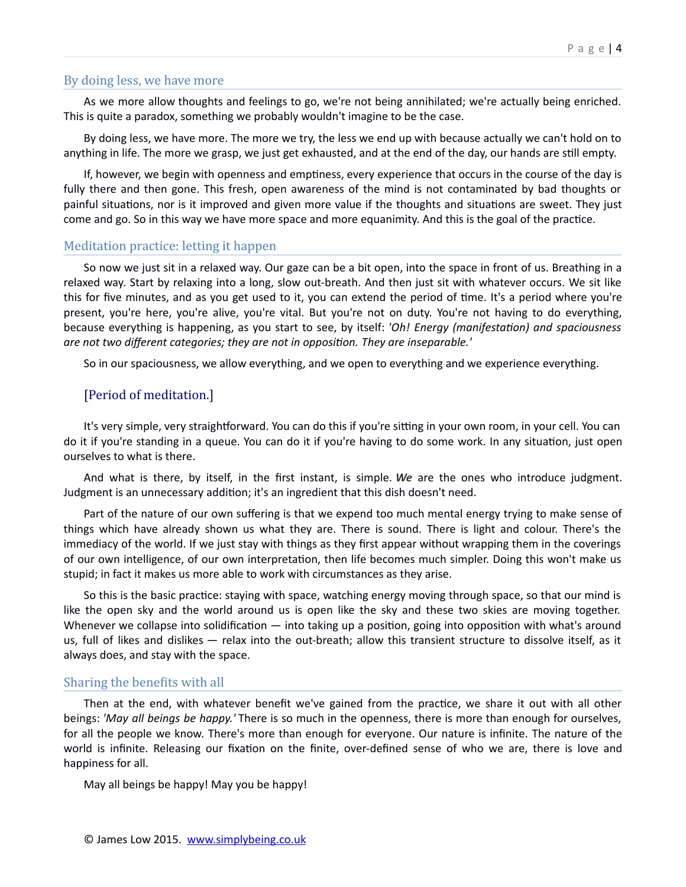## By doing less, we have more

As we more allow thoughts and feelings to go, we're not being annihilated; we're actually being enriched. This is quite a paradox, something we probably wouldn't imagine to be the case.

By doing less, we have more. The more we try, the less we end up with because actually we can't hold on to anything in life. The more we grasp, we just get exhausted, and at the end of the day, our hands are still empty.

If, however, we begin with openness and emptiness, every experience that occurs in the course of the day is fully there and then gone. This fresh, open awareness of the mind is not contaminated by bad thoughts or painful situations, nor is it improved and given more value if the thoughts and situations are sweet. They just come and go. So in this way we have more space and more equanimity. And this is the goal of the practice.

## Meditation practice: letting it happen

So now we just sit in a relaxed way. Our gaze can be a bit open, into the space in front of us. Breathing in a relaxed way. Start by relaxing into a long, slow out-breath. And then just sit with whatever occurs. We sit like this for five minutes, and as you get used to it, you can extend the period of time. It's a period where you're present, you're here, you're alive, you're vital. But you're not on duty. You're not having to do everything, because everything is happening, as you start to see, by itself: *'Oh! Energy (manifestation) and spaciousness are not two different categories; they are not in opposition. They are inseparable.'*

So in our spaciousness, we allow everything, and we open to everything and we experience everything.

[Period of meditation.]

It's very simple, very straightforward. You can do this if you're sitting in your own room, in your cell. You can do it if you're standing in a queue. You can do it if you're having to do some work. In any situation, just open ourselves to what is there.

And what is there, by itself, in the first instant, is simple. ***We*** are the ones who introduce judgment. Judgment is an unnecessary addition; it's an ingredient that this dish doesn't need.

Part of the nature of our own suffering is that we expend too much mental energy trying to make sense of things which have already shown us what they are. There is sound. There is light and colour. There's the immediacy of the world. If we just stay with things as they first appear without wrapping them in the coverings of our own intelligence, of our own interpretation, then life becomes much simpler. Doing this won't make us stupid; in fact it makes us more able to work with circumstances as they arise.

So this is the basic practice: staying with space, watching energy moving through space, so that our mind is like the open sky and the world around us is open like the sky and these two skies are moving together. Whenever we collapse into solidification — into taking up a position, going into opposition with what's around us, full of likes and dislikes — relax into the out-breath; allow this transient structure to dissolve itself, as it always does, and stay with the space.

## Sharing the benefits with all

Then at the end, with whatever benefit we've gained from the practice, we share it out with all other beings: *'May all beings be happy.'* There is so much in the openness, there is more than enough for ourselves, for all the people we know. There's more than enough for everyone. Our nature is infinite. The nature of the world is infinite. Releasing our fixation on the finite, over-defined sense of who we are, there is love and happiness for all.

May all beings be happy! May you be happy!

© James Low 2015. www.simplybeing.co.uk